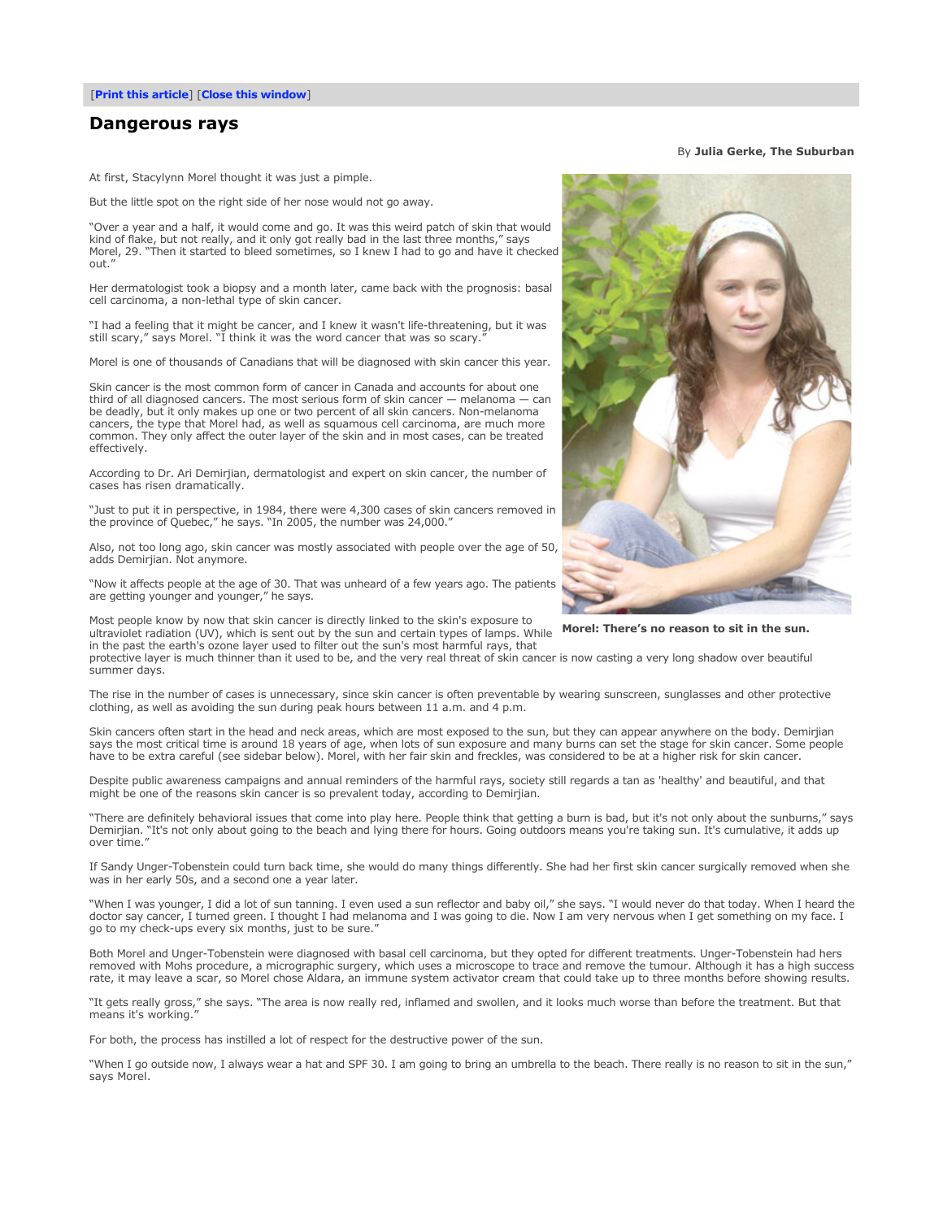[Print this article] [Close this window]

# Dangerous rays

By **Julia Gerke, The Suburban**

At first, Stacylynn Morel thought it was just a pimple.

But the little spot on the right side of her nose would not go away.

“Over a year and a half, it would come and go. It was this weird patch of skin that would kind of flake, but not really, and it only got really bad in the last three months,” says Morel, 29. “Then it started to bleed sometimes, so I knew I had to go and have it checked out.”

Her dermatologist took a biopsy and a month later, came back with the prognosis: basal cell carcinoma, a non-lethal type of skin cancer.

“I had a feeling that it might be cancer, and I knew it wasn't life-threatening, but it was still scary,” says Morel. “I think it was the word cancer that was so scary.”

Morel is one of thousands of Canadians that will be diagnosed with skin cancer this year.

Skin cancer is the most common form of cancer in Canada and accounts for about one third of all diagnosed cancers. The most serious form of skin cancer — melanoma — can be deadly, but it only makes up one or two percent of all skin cancers. Non-melanoma cancers, the type that Morel had, as well as squamous cell carcinoma, are much more common. They only affect the outer layer of the skin and in most cases, can be treated effectively.

According to Dr. Ari Demirjian, dermatologist and expert on skin cancer, the number of cases has risen dramatically.

“Just to put it in perspective, in 1984, there were 4,300 cases of skin cancers removed in the province of Quebec,” he says. “In 2005, the number was 24,000.”

Also, not too long ago, skin cancer was mostly associated with people over the age of 50, adds Demirjian. Not anymore.

“Now it affects people at the age of 30. That was unheard of a few years ago. The patients are getting younger and younger,” he says.

**Morel: There’s no reason to sit in the sun.**

Most people know by now that skin cancer is directly linked to the skin's exposure to ultraviolet radiation (UV), which is sent out by the sun and certain types of lamps. While in the past the earth's ozone layer used to filter out the sun's most harmful rays, that protective layer is much thinner than it used to be, and the very real threat of skin cancer is now casting a very long shadow over beautiful summer days.

The rise in the number of cases is unnecessary, since skin cancer is often preventable by wearing sunscreen, sunglasses and other protective clothing, as well as avoiding the sun during peak hours between 11 a.m. and 4 p.m.

Skin cancers often start in the head and neck areas, which are most exposed to the sun, but they can appear anywhere on the body. Demirjian says the most critical time is around 18 years of age, when lots of sun exposure and many burns can set the stage for skin cancer. Some people have to be extra careful (see sidebar below). Morel, with her fair skin and freckles, was considered to be at a higher risk for skin cancer.

Despite public awareness campaigns and annual reminders of the harmful rays, society still regards a tan as 'healthy' and beautiful, and that might be one of the reasons skin cancer is so prevalent today, according to Demirjian.

“There are definitely behavioral issues that come into play here. People think that getting a burn is bad, but it's not only about the sunburns,” says Demirjian. “It's not only about going to the beach and lying there for hours. Going outdoors means you're taking sun. It's cumulative, it adds up over time.”

If Sandy Unger-Tobenstein could turn back time, she would do many things differently. She had her first skin cancer surgically removed when she was in her early 50s, and a second one a year later.

“When I was younger, I did a lot of sun tanning. I even used a sun reflector and baby oil,” she says. “I would never do that today. When I heard the doctor say cancer, I turned green. I thought I had melanoma and I was going to die. Now I am very nervous when I get something on my face. I go to my check-ups every six months, just to be sure.”

Both Morel and Unger-Tobenstein were diagnosed with basal cell carcinoma, but they opted for different treatments. Unger-Tobenstein had hers removed with Mohs procedure, a micrographic surgery, which uses a microscope to trace and remove the tumour. Although it has a high success rate, it may leave a scar, so Morel chose Aldara, an immune system activator cream that could take up to three months before showing results.

“It gets really gross,” she says. “The area is now really red, inflamed and swollen, and it looks much worse than before the treatment. But that means it's working.”

For both, the process has instilled a lot of respect for the destructive power of the sun.

“When I go outside now, I always wear a hat and SPF 30. I am going to bring an umbrella to the beach. There really is no reason to sit in the sun,” says Morel.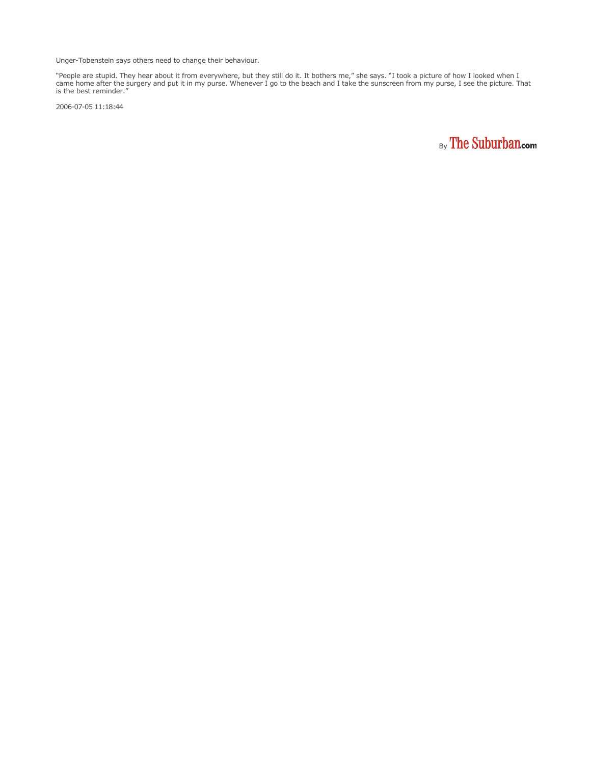Unger-Tobenstein says others need to change their behaviour.

"People are stupid. They hear about it from everywhere, but they still do it. It bothers me," she says. "I took a picture of how I looked when I came home after the surgery and put it in my purse. Whenever I go to the beach and I take the sunscreen from my purse, I see the picture. That is the best reminder."

2006-07-05 11:18:44

By The Suburban.com